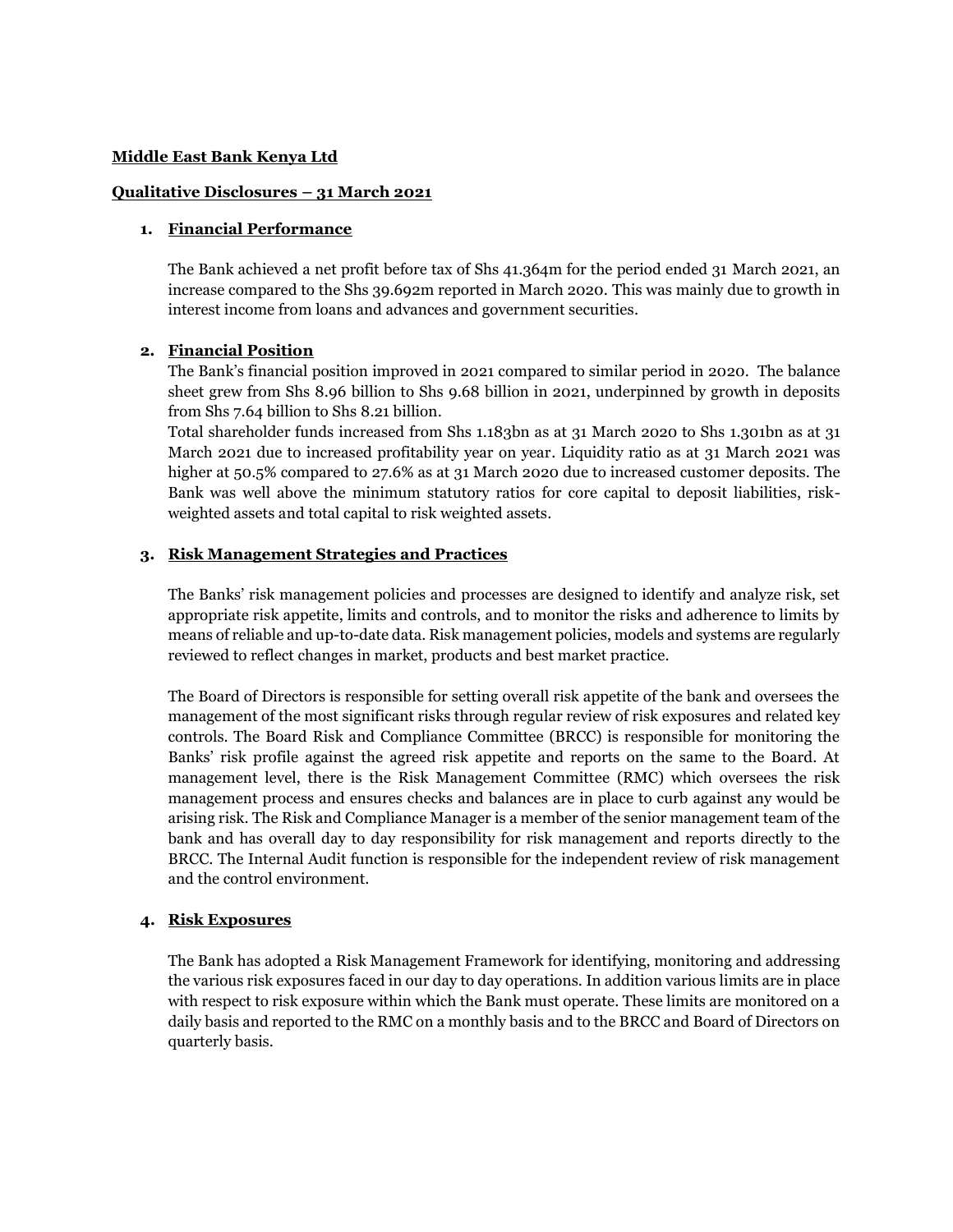**Middle East Bank Kenya Ltd**

**Qualitative Disclosures – 31 March 2021**

## 1. Financial Performance

The Bank achieved a net profit before tax of Shs 41.364m for the period ended 31 March 2021, an increase compared to the Shs 39.692m reported in March 2020. This was mainly due to growth in interest income from loans and advances and government securities.

## 2. Financial Position

The Bank's financial position improved in 2021 compared to similar period in 2020. The balance sheet grew from Shs 8.96 billion to Shs 9.68 billion in 2021, underpinned by growth in deposits from Shs 7.64 billion to Shs 8.21 billion.

Total shareholder funds increased from Shs 1.183bn as at 31 March 2020 to Shs 1.301bn as at 31 March 2021 due to increased profitability year on year. Liquidity ratio as at 31 March 2021 was higher at 50.5% compared to 27.6% as at 31 March 2020 due to increased customer deposits. The Bank was well above the minimum statutory ratios for core capital to deposit liabilities, risk-weighted assets and total capital to risk weighted assets.

## 3. Risk Management Strategies and Practices

The Banks' risk management policies and processes are designed to identify and analyze risk, set appropriate risk appetite, limits and controls, and to monitor the risks and adherence to limits by means of reliable and up-to-date data. Risk management policies, models and systems are regularly reviewed to reflect changes in market, products and best market practice.

The Board of Directors is responsible for setting overall risk appetite of the bank and oversees the management of the most significant risks through regular review of risk exposures and related key controls. The Board Risk and Compliance Committee (BRCC) is responsible for monitoring the Banks' risk profile against the agreed risk appetite and reports on the same to the Board. At management level, there is the Risk Management Committee (RMC) which oversees the risk management process and ensures checks and balances are in place to curb against any would be arising risk. The Risk and Compliance Manager is a member of the senior management team of the bank and has overall day to day responsibility for risk management and reports directly to the BRCC. The Internal Audit function is responsible for the independent review of risk management and the control environment.

## 4. Risk Exposures

The Bank has adopted a Risk Management Framework for identifying, monitoring and addressing the various risk exposures faced in our day to day operations. In addition various limits are in place with respect to risk exposure within which the Bank must operate. These limits are monitored on a daily basis and reported to the RMC on a monthly basis and to the BRCC and Board of Directors on quarterly basis.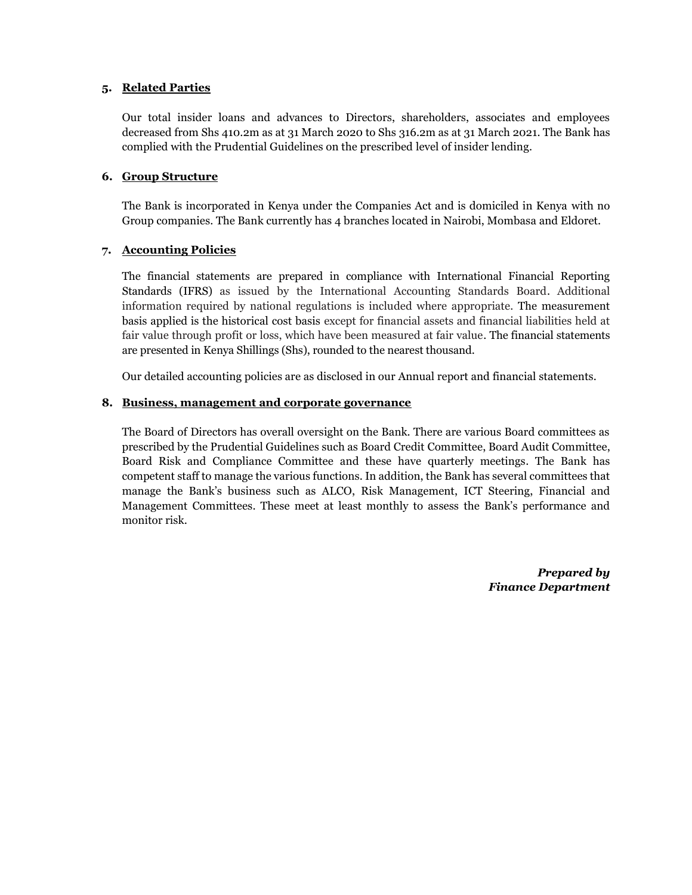## 5. Related Parties

Our total insider loans and advances to Directors, shareholders, associates and employees decreased from Shs 410.2m as at 31 March 2020 to Shs 316.2m as at 31 March 2021. The Bank has complied with the Prudential Guidelines on the prescribed level of insider lending.

## 6. Group Structure

The Bank is incorporated in Kenya under the Companies Act and is domiciled in Kenya with no Group companies. The Bank currently has 4 branches located in Nairobi, Mombasa and Eldoret.

## 7. Accounting Policies

The financial statements are prepared in compliance with International Financial Reporting Standards (IFRS) as issued by the International Accounting Standards Board. Additional information required by national regulations is included where appropriate. The measurement basis applied is the historical cost basis except for financial assets and financial liabilities held at fair value through profit or loss, which have been measured at fair value. The financial statements are presented in Kenya Shillings (Shs), rounded to the nearest thousand.

Our detailed accounting policies are as disclosed in our Annual report and financial statements.

## 8. Business, management and corporate governance

The Board of Directors has overall oversight on the Bank. There are various Board committees as prescribed by the Prudential Guidelines such as Board Credit Committee, Board Audit Committee, Board Risk and Compliance Committee and these have quarterly meetings. The Bank has competent staff to manage the various functions. In addition, the Bank has several committees that manage the Bank's business such as ALCO, Risk Management, ICT Steering, Financial and Management Committees. These meet at least monthly to assess the Bank's performance and monitor risk.

***Prepared by***
***Finance Department***